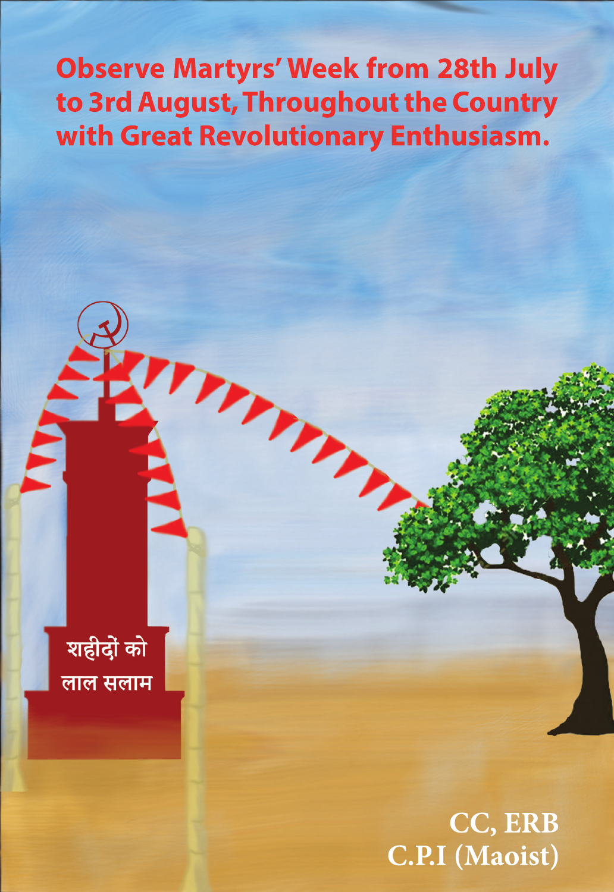# Observe Martyrs' Week from 28th July to 3rd August, Throughout the Country with Great Revolutionary Enthusiasm.

शहीदों को
लाल सलाम

**CC, ERB**
**C.P.I (Maoist)**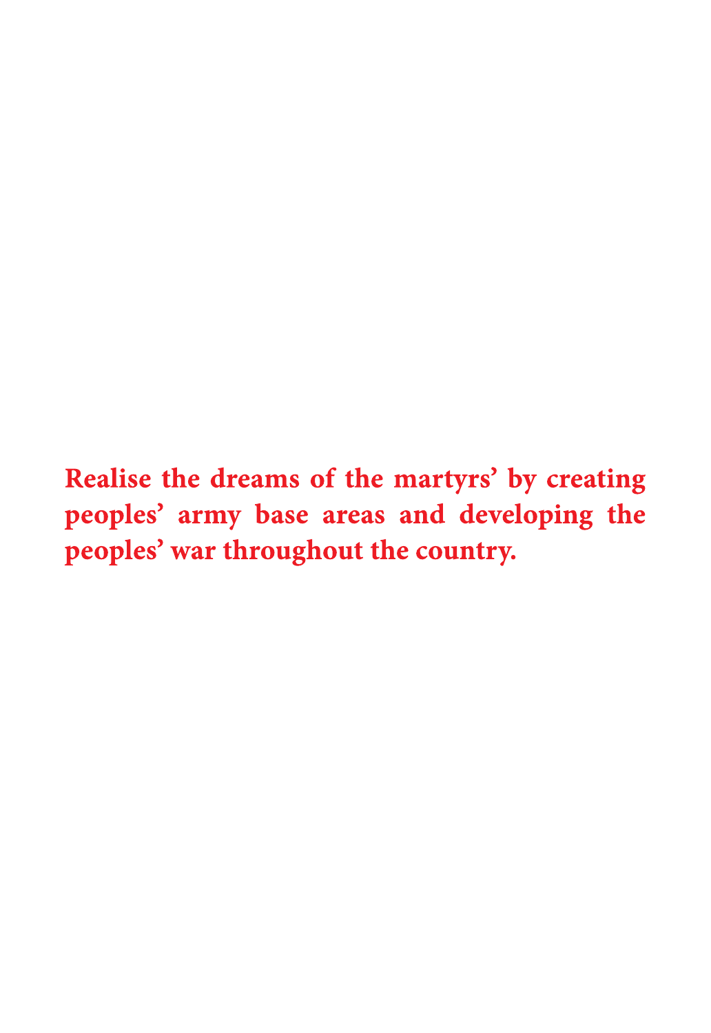**Realise the dreams of the martyrs' by creating peoples' army base areas and developing the peoples' war throughout the country.**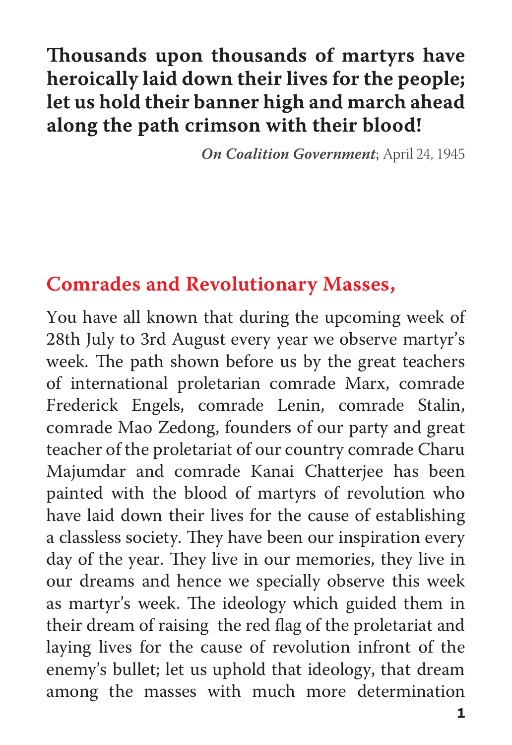**Thousands upon thousands of martyrs have heroically laid down their lives for the people; let us hold their banner high and march ahead along the path crimson with their blood!**

***On Coalition Government***; April 24, 1945

## Comrades and Revolutionary Masses,

You have all known that during the upcoming week of 28th July to 3rd August every year we observe martyr's week. The path shown before us by the great teachers of international proletarian comrade Marx, comrade Frederick Engels, comrade Lenin, comrade Stalin, comrade Mao Zedong, founders of our party and great teacher of the proletariat of our country comrade Charu Majumdar and comrade Kanai Chatterjee has been painted with the blood of martyrs of revolution who have laid down their lives for the cause of establishing a classless society. They have been our inspiration every day of the year. They live in our memories, they live in our dreams and hence we specially observe this week as martyr's week. The ideology which guided them in their dream of raising the red flag of the proletariat and laying lives for the cause of revolution infront of the enemy's bullet; let us uphold that ideology, that dream among the masses with much more determination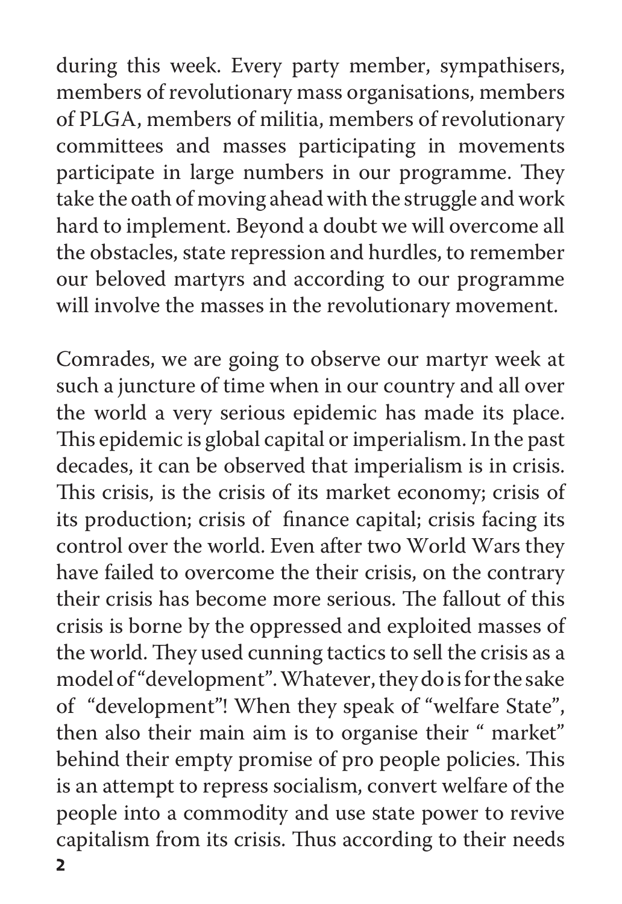during this week. Every party member, sympathisers, members of revolutionary mass organisations, members of PLGA, members of militia, members of revolutionary committees and masses participating in movements participate in large numbers in our programme. They take the oath of moving ahead with the struggle and work hard to implement. Beyond a doubt we will overcome all the obstacles, state repression and hurdles, to remember our beloved martyrs and according to our programme will involve the masses in the revolutionary movement.

Comrades, we are going to observe our martyr week at such a juncture of time when in our country and all over the world a very serious epidemic has made its place. This epidemic is global capital or imperialism. In the past decades, it can be observed that imperialism is in crisis. This crisis, is the crisis of its market economy; crisis of its production; crisis of finance capital; crisis facing its control over the world. Even after two World Wars they have failed to overcome the their crisis, on the contrary their crisis has become more serious. The fallout of this crisis is borne by the oppressed and exploited masses of the world. They used cunning tactics to sell the crisis as a model of "development". Whatever, they do is for the sake of "development"! When they speak of "welfare State", then also their main aim is to organise their " market" behind their empty promise of pro people policies. This is an attempt to repress socialism, convert welfare of the people into a commodity and use state power to revive capitalism from its crisis. Thus according to their needs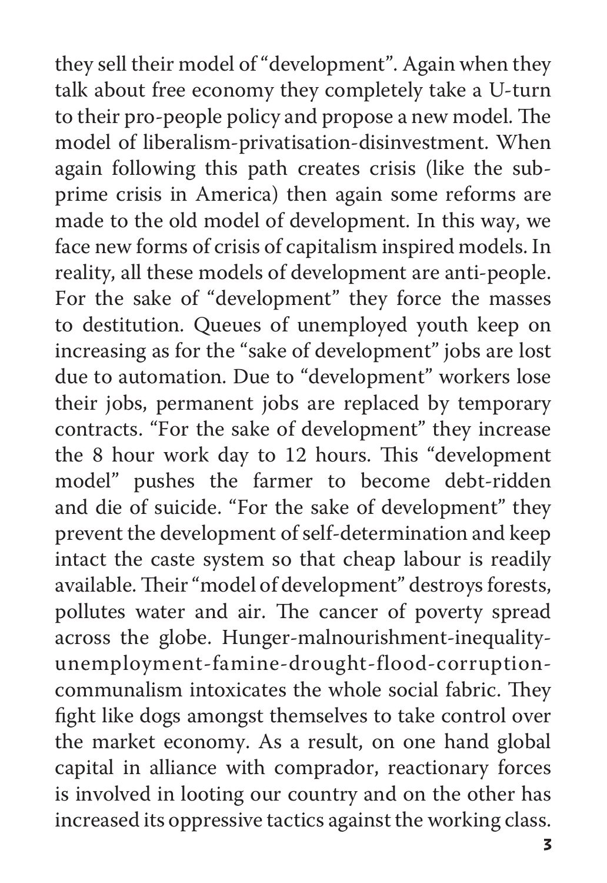they sell their model of "development". Again when they talk about free economy they completely take a U-turn to their pro-people policy and propose a new model. The model of liberalism-privatisation-disinvestment. When again following this path creates crisis (like the sub-prime crisis in America) then again some reforms are made to the old model of development. In this way, we face new forms of crisis of capitalism inspired models. In reality, all these models of development are anti-people. For the sake of "development" they force the masses to destitution. Queues of unemployed youth keep on increasing as for the "sake of development" jobs are lost due to automation. Due to "development" workers lose their jobs, permanent jobs are replaced by temporary contracts. "For the sake of development" they increase the 8 hour work day to 12 hours. This "development model" pushes the farmer to become debt-ridden and die of suicide. "For the sake of development" they prevent the development of self-determination and keep intact the caste system so that cheap labour is readily available. Their "model of development" destroys forests, pollutes water and air. The cancer of poverty spread across the globe. Hunger-malnourishment-inequality-unemployment-famine-drought-flood-corruption-communalism intoxicates the whole social fabric. They fight like dogs amongst themselves to take control over the market economy. As a result, on one hand global capital in alliance with comprador, reactionary forces is involved in looting our country and on the other has increased its oppressive tactics against the working class.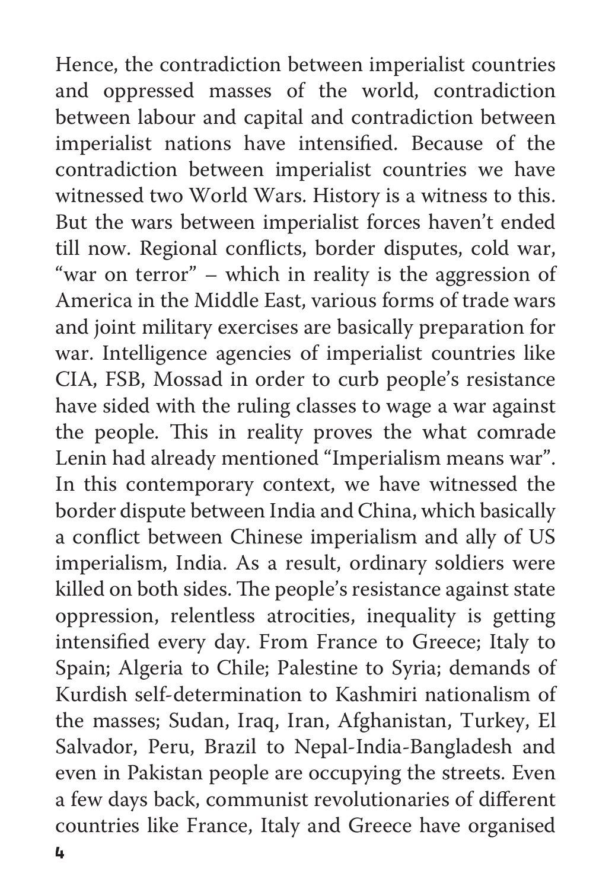Hence, the contradiction between imperialist countries and oppressed masses of the world, contradiction between labour and capital and contradiction between imperialist nations have intensified. Because of the contradiction between imperialist countries we have witnessed two World Wars. History is a witness to this. But the wars between imperialist forces haven't ended till now. Regional conflicts, border disputes, cold war, "war on terror" – which in reality is the aggression of America in the Middle East, various forms of trade wars and joint military exercises are basically preparation for war. Intelligence agencies of imperialist countries like CIA, FSB, Mossad in order to curb people's resistance have sided with the ruling classes to wage a war against the people. This in reality proves the what comrade Lenin had already mentioned "Imperialism means war". In this contemporary context, we have witnessed the border dispute between India and China, which basically a conflict between Chinese imperialism and ally of US imperialism, India. As a result, ordinary soldiers were killed on both sides. The people's resistance against state oppression, relentless atrocities, inequality is getting intensified every day. From France to Greece; Italy to Spain; Algeria to Chile; Palestine to Syria; demands of Kurdish self-determination to Kashmiri nationalism of the masses; Sudan, Iraq, Iran, Afghanistan, Turkey, El Salvador, Peru, Brazil to Nepal-India-Bangladesh and even in Pakistan people are occupying the streets. Even a few days back, communist revolutionaries of different countries like France, Italy and Greece have organised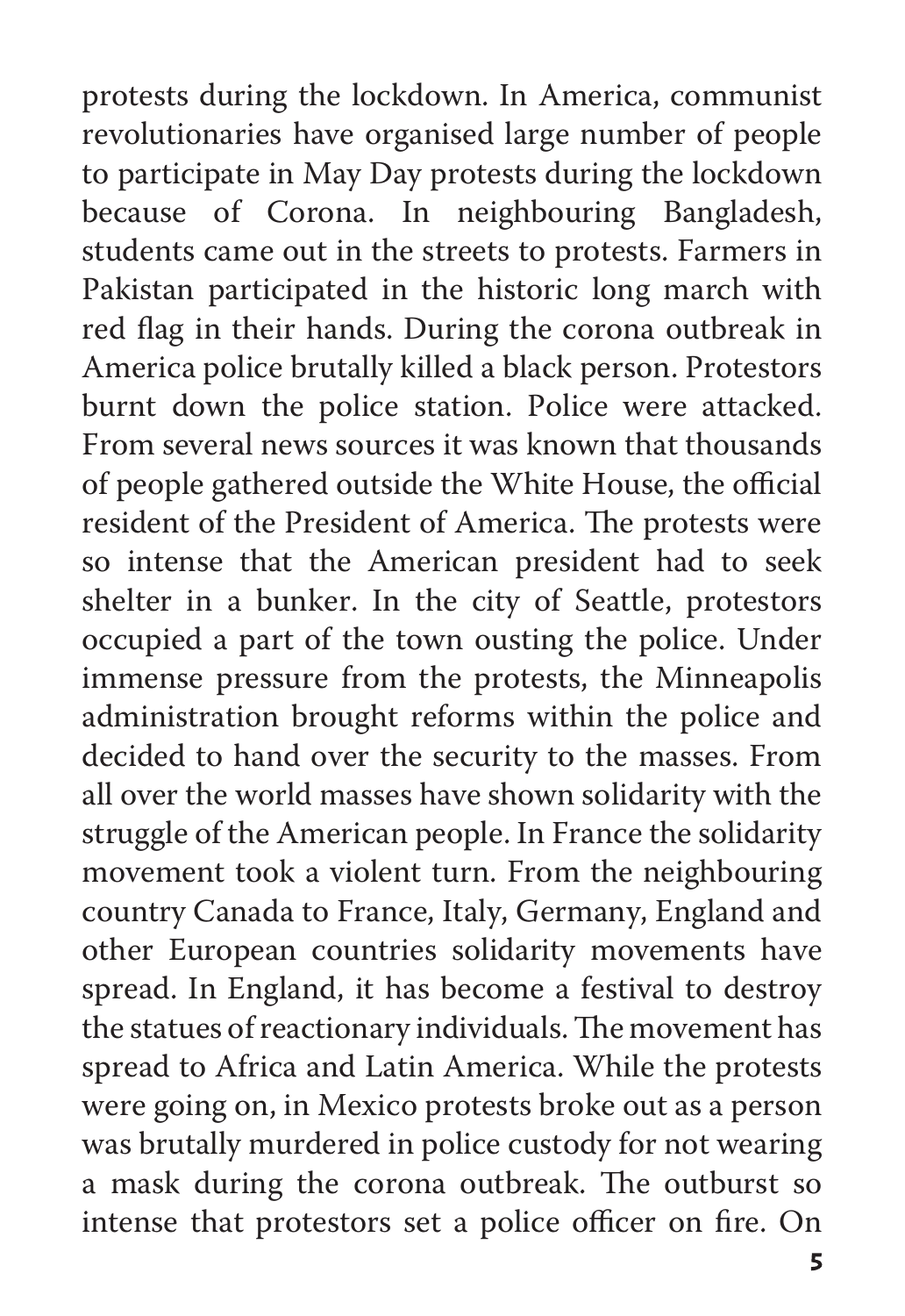protests during the lockdown. In America, communist revolutionaries have organised large number of people to participate in May Day protests during the lockdown because of Corona. In neighbouring Bangladesh, students came out in the streets to protests. Farmers in Pakistan participated in the historic long march with red flag in their hands. During the corona outbreak in America police brutally killed a black person. Protestors burnt down the police station. Police were attacked. From several news sources it was known that thousands of people gathered outside the White House, the official resident of the President of America. The protests were so intense that the American president had to seek shelter in a bunker. In the city of Seattle, protestors occupied a part of the town ousting the police. Under immense pressure from the protests, the Minneapolis administration brought reforms within the police and decided to hand over the security to the masses. From all over the world masses have shown solidarity with the struggle of the American people. In France the solidarity movement took a violent turn. From the neighbouring country Canada to France, Italy, Germany, England and other European countries solidarity movements have spread. In England, it has become a festival to destroy the statues of reactionary individuals. The movement has spread to Africa and Latin America. While the protests were going on, in Mexico protests broke out as a person was brutally murdered in police custody for not wearing a mask during the corona outbreak. The outburst so intense that protestors set a police officer on fire. On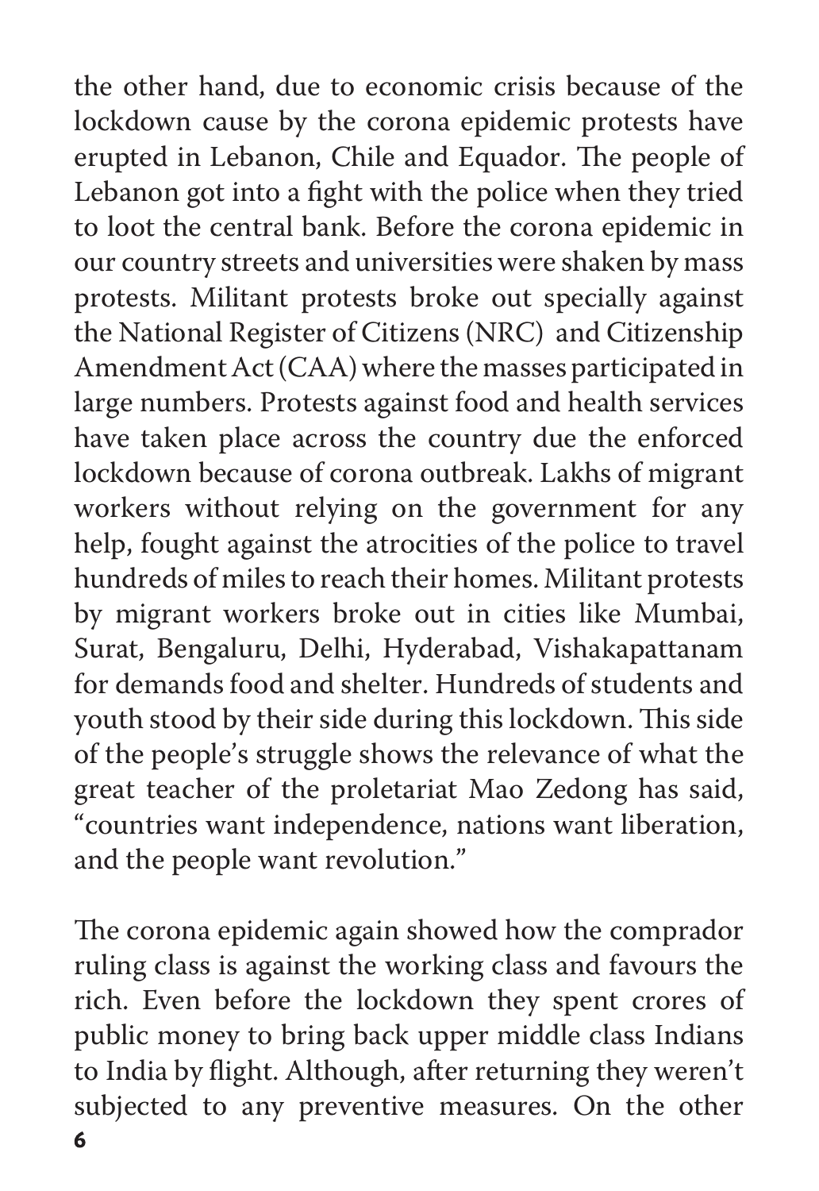the other hand, due to economic crisis because of the lockdown cause by the corona epidemic protests have erupted in Lebanon, Chile and Equador. The people of Lebanon got into a fight with the police when they tried to loot the central bank. Before the corona epidemic in our country streets and universities were shaken by mass protests. Militant protests broke out specially against the National Register of Citizens (NRC) and Citizenship Amendment Act (CAA) where the masses participated in large numbers. Protests against food and health services have taken place across the country due the enforced lockdown because of corona outbreak. Lakhs of migrant workers without relying on the government for any help, fought against the atrocities of the police to travel hundreds of miles to reach their homes. Militant protests by migrant workers broke out in cities like Mumbai, Surat, Bengaluru, Delhi, Hyderabad, Vishakapattanam for demands food and shelter. Hundreds of students and youth stood by their side during this lockdown. This side of the people's struggle shows the relevance of what the great teacher of the proletariat Mao Zedong has said, "countries want independence, nations want liberation, and the people want revolution."

The corona epidemic again showed how the comprador ruling class is against the working class and favours the rich. Even before the lockdown they spent crores of public money to bring back upper middle class Indians to India by flight. Although, after returning they weren't subjected to any preventive measures. On the other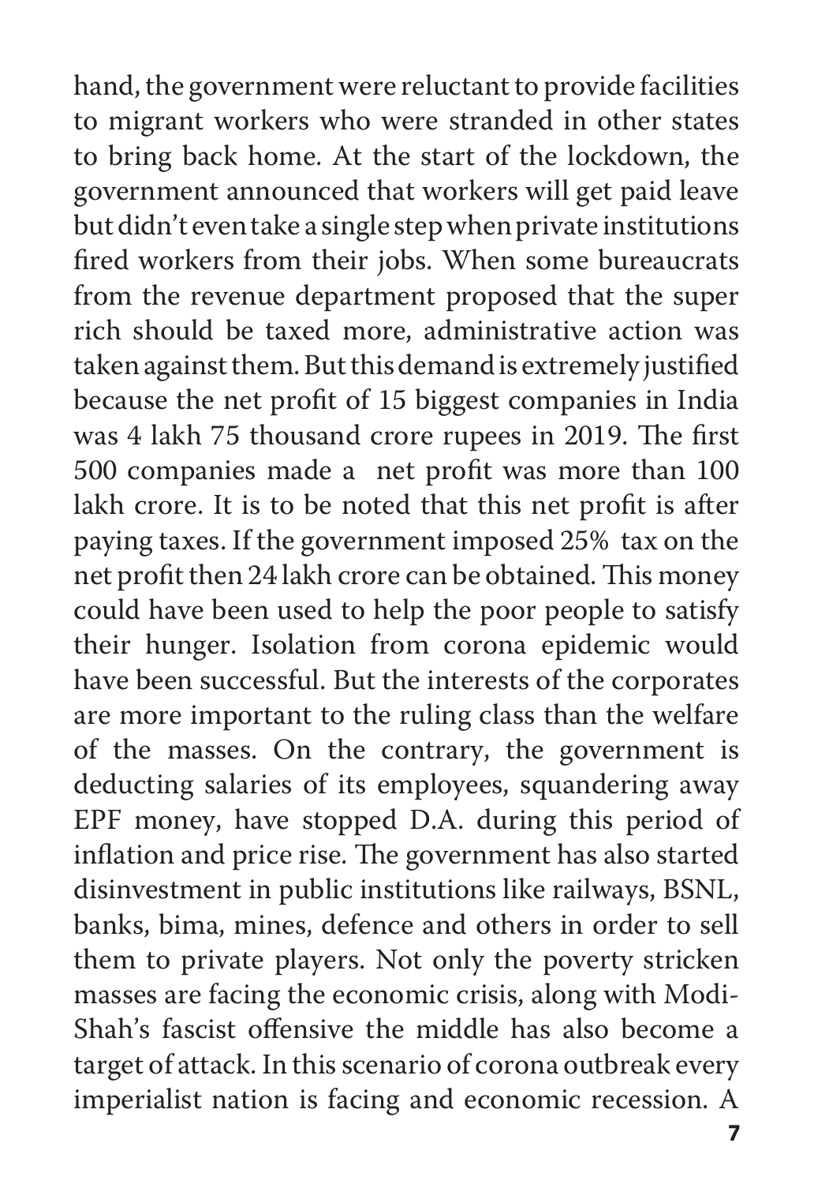hand, the government were reluctant to provide facilities to migrant workers who were stranded in other states to bring back home. At the start of the lockdown, the government announced that workers will get paid leave but didn't even take a single step when private institutions fired workers from their jobs. When some bureaucrats from the revenue department proposed that the super rich should be taxed more, administrative action was taken against them. But this demand is extremely justified because the net profit of 15 biggest companies in India was 4 lakh 75 thousand crore rupees in 2019. The first 500 companies made a net profit was more than 100 lakh crore. It is to be noted that this net profit is after paying taxes. If the government imposed 25% tax on the net profit then 24 lakh crore can be obtained. This money could have been used to help the poor people to satisfy their hunger. Isolation from corona epidemic would have been successful. But the interests of the corporates are more important to the ruling class than the welfare of the masses. On the contrary, the government is deducting salaries of its employees, squandering away EPF money, have stopped D.A. during this period of inflation and price rise. The government has also started disinvestment in public institutions like railways, BSNL, banks, bima, mines, defence and others in order to sell them to private players. Not only the poverty stricken masses are facing the economic crisis, along with Modi-Shah's fascist offensive the middle has also become a target of attack. In this scenario of corona outbreak every imperialist nation is facing and economic recession. A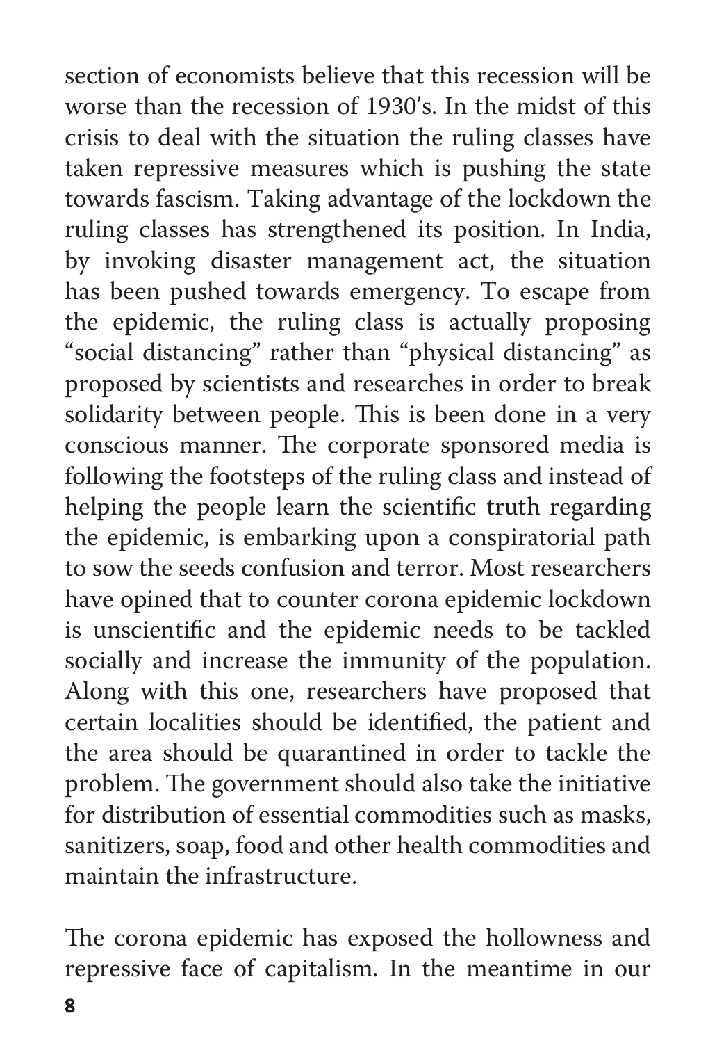section of economists believe that this recession will be worse than the recession of 1930's. In the midst of this crisis to deal with the situation the ruling classes have taken repressive measures which is pushing the state towards fascism. Taking advantage of the lockdown the ruling classes has strengthened its position. In India, by invoking disaster management act, the situation has been pushed towards emergency. To escape from the epidemic, the ruling class is actually proposing "social distancing" rather than "physical distancing" as proposed by scientists and researches in order to break solidarity between people. This is been done in a very conscious manner. The corporate sponsored media is following the footsteps of the ruling class and instead of helping the people learn the scientific truth regarding the epidemic, is embarking upon a conspiratorial path to sow the seeds confusion and terror. Most researchers have opined that to counter corona epidemic lockdown is unscientific and the epidemic needs to be tackled socially and increase the immunity of the population. Along with this one, researchers have proposed that certain localities should be identified, the patient and the area should be quarantined in order to tackle the problem. The government should also take the initiative for distribution of essential commodities such as masks, sanitizers, soap, food and other health commodities and maintain the infrastructure.

The corona epidemic has exposed the hollowness and repressive face of capitalism. In the meantime in our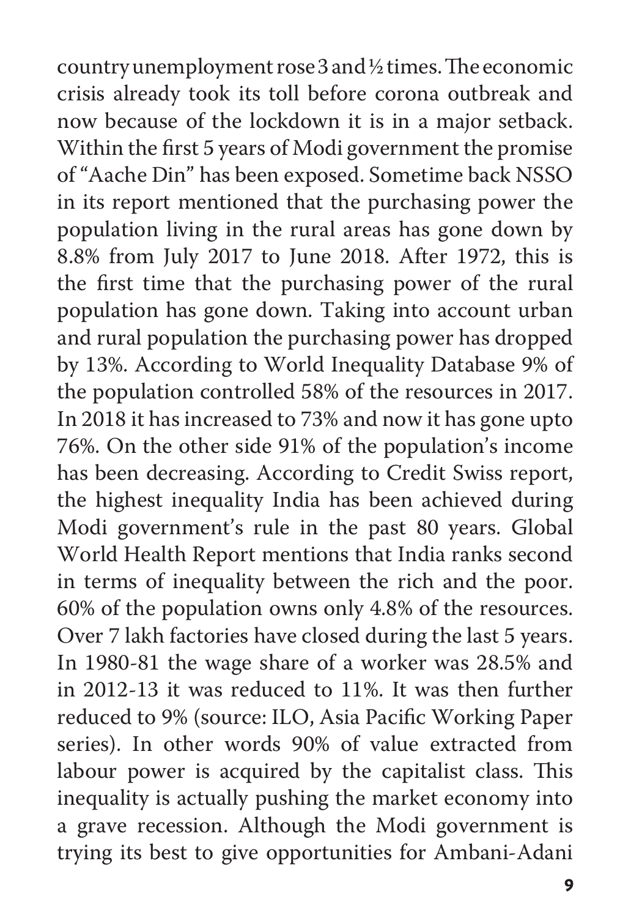country unemployment rose 3 and ½ times. The economic crisis already took its toll before corona outbreak and now because of the lockdown it is in a major setback. Within the first 5 years of Modi government the promise of "Aache Din" has been exposed. Sometime back NSSO in its report mentioned that the purchasing power the population living in the rural areas has gone down by 8.8% from July 2017 to June 2018. After 1972, this is the first time that the purchasing power of the rural population has gone down. Taking into account urban and rural population the purchasing power has dropped by 13%. According to World Inequality Database 9% of the population controlled 58% of the resources in 2017. In 2018 it has increased to 73% and now it has gone upto 76%. On the other side 91% of the population's income has been decreasing. According to Credit Swiss report, the highest inequality India has been achieved during Modi government's rule in the past 80 years. Global World Health Report mentions that India ranks second in terms of inequality between the rich and the poor. 60% of the population owns only 4.8% of the resources. Over 7 lakh factories have closed during the last 5 years. In 1980-81 the wage share of a worker was 28.5% and in 2012-13 it was reduced to 11%. It was then further reduced to 9% (source: ILO, Asia Pacific Working Paper series). In other words 90% of value extracted from labour power is acquired by the capitalist class. This inequality is actually pushing the market economy into a grave recession. Although the Modi government is trying its best to give opportunities for Ambani-Adani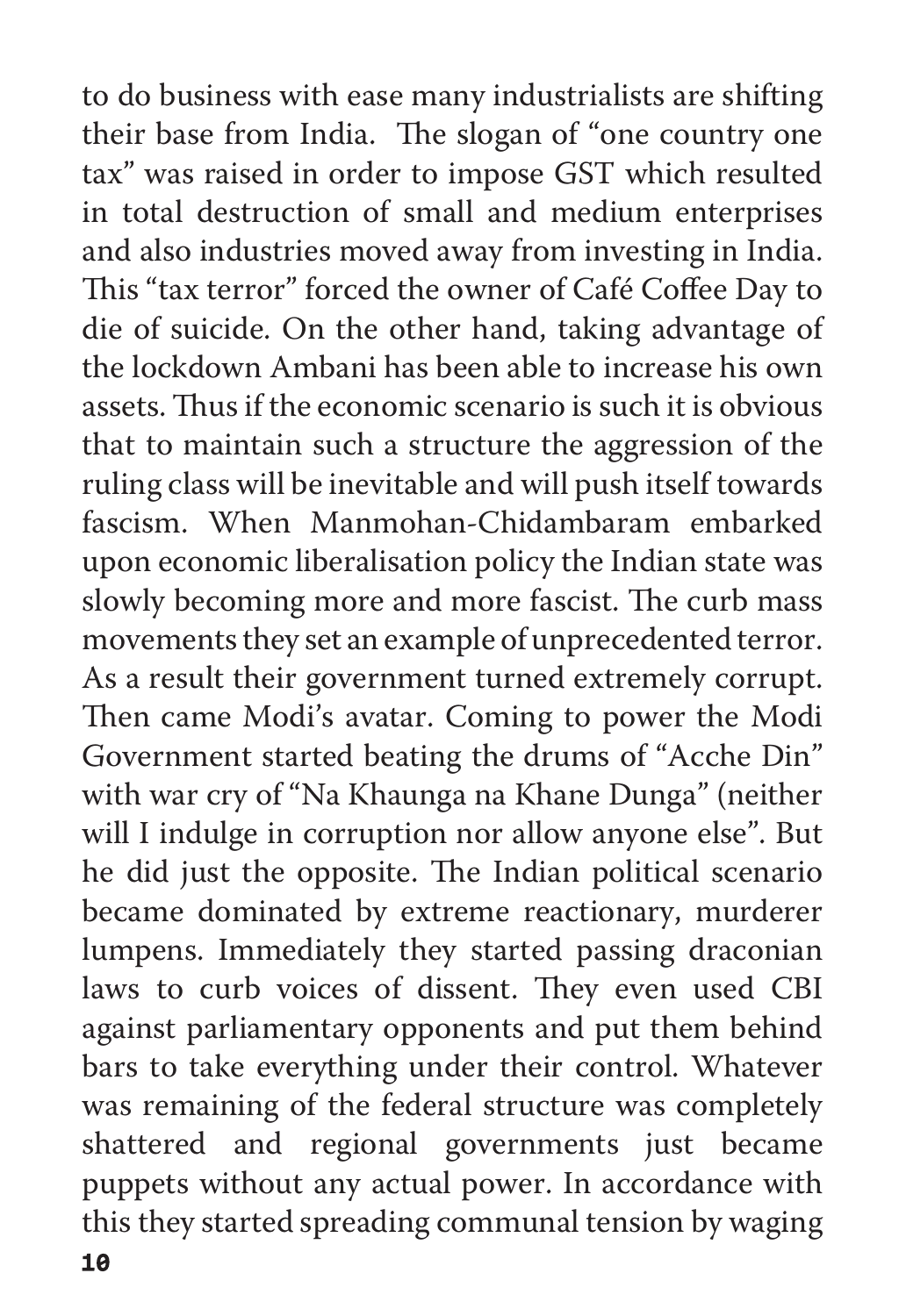to do business with ease many industrialists are shifting their base from India. The slogan of "one country one tax" was raised in order to impose GST which resulted in total destruction of small and medium enterprises and also industries moved away from investing in India. This "tax terror" forced the owner of Café Coffee Day to die of suicide. On the other hand, taking advantage of the lockdown Ambani has been able to increase his own assets. Thus if the economic scenario is such it is obvious that to maintain such a structure the aggression of the ruling class will be inevitable and will push itself towards fascism. When Manmohan-Chidambaram embarked upon economic liberalisation policy the Indian state was slowly becoming more and more fascist. The curb mass movements they set an example of unprecedented terror. As a result their government turned extremely corrupt. Then came Modi's avatar. Coming to power the Modi Government started beating the drums of "Acche Din" with war cry of "Na Khaunga na Khane Dunga" (neither will I indulge in corruption nor allow anyone else". But he did just the opposite. The Indian political scenario became dominated by extreme reactionary, murderer lumpens. Immediately they started passing draconian laws to curb voices of dissent. They even used CBI against parliamentary opponents and put them behind bars to take everything under their control. Whatever was remaining of the federal structure was completely shattered and regional governments just became puppets without any actual power. In accordance with this they started spreading communal tension by waging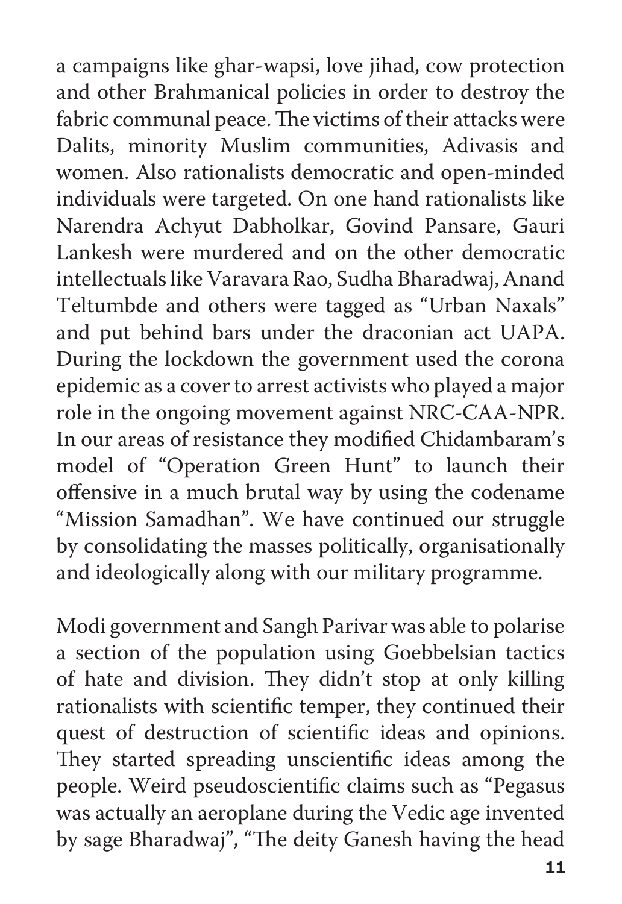a campaigns like ghar-wapsi, love jihad, cow protection and other Brahmanical policies in order to destroy the fabric communal peace. The victims of their attacks were Dalits, minority Muslim communities, Adivasis and women. Also rationalists democratic and open-minded individuals were targeted. On one hand rationalists like Narendra Achyut Dabholkar, Govind Pansare, Gauri Lankesh were murdered and on the other democratic intellectuals like Varavara Rao, Sudha Bharadwaj, Anand Teltumbde and others were tagged as "Urban Naxals" and put behind bars under the draconian act UAPA. During the lockdown the government used the corona epidemic as a cover to arrest activists who played a major role in the ongoing movement against NRC-CAA-NPR. In our areas of resistance they modified Chidambaram's model of "Operation Green Hunt" to launch their offensive in a much brutal way by using the codename "Mission Samadhan". We have continued our struggle by consolidating the masses politically, organisationally and ideologically along with our military programme.

Modi government and Sangh Parivar was able to polarise a section of the population using Goebbelsian tactics of hate and division. They didn't stop at only killing rationalists with scientific temper, they continued their quest of destruction of scientific ideas and opinions. They started spreading unscientific ideas among the people. Weird pseudoscientific claims such as "Pegasus was actually an aeroplane during the Vedic age invented by sage Bharadwaj", "The deity Ganesh having the head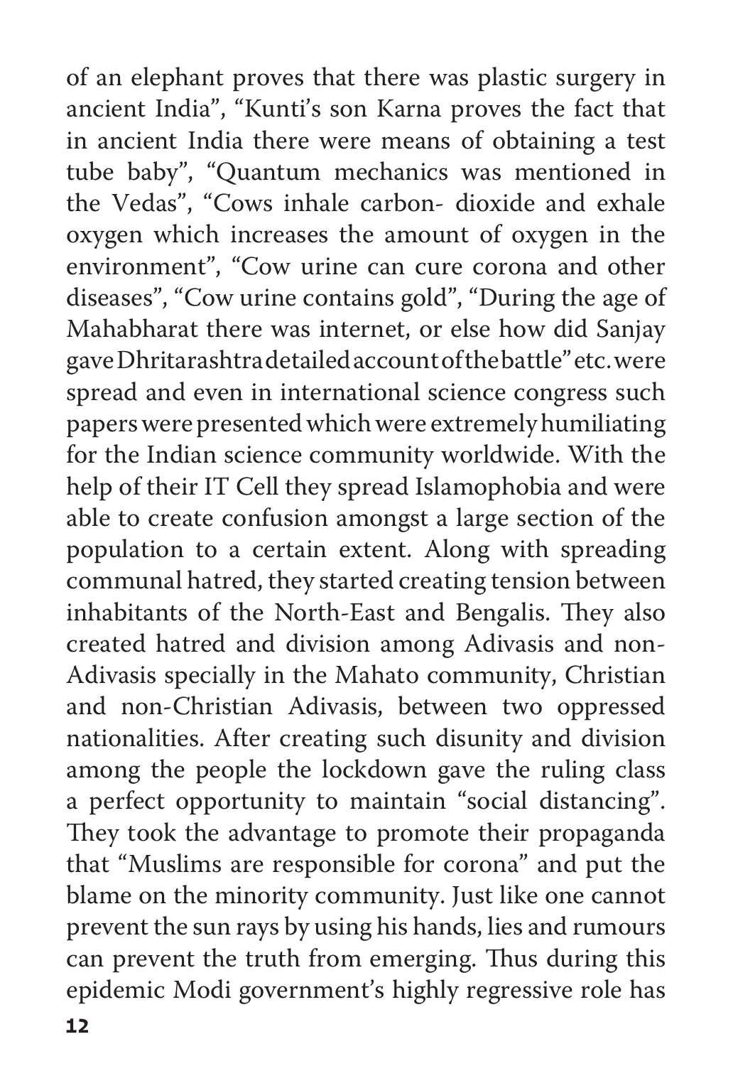of an elephant proves that there was plastic surgery in ancient India", "Kunti's son Karna proves the fact that in ancient India there were means of obtaining a test tube baby", "Quantum mechanics was mentioned in the Vedas", "Cows inhale carbon- dioxide and exhale oxygen which increases the amount of oxygen in the environment", "Cow urine can cure corona and other diseases", "Cow urine contains gold", "During the age of Mahabharat there was internet, or else how did Sanjay gave Dhritarashtra detailed account of the battle" etc. were spread and even in international science congress such papers were presented which were extremely humiliating for the Indian science community worldwide. With the help of their IT Cell they spread Islamophobia and were able to create confusion amongst a large section of the population to a certain extent. Along with spreading communal hatred, they started creating tension between inhabitants of the North-East and Bengalis. They also created hatred and division among Adivasis and non-Adivasis specially in the Mahato community, Christian and non-Christian Adivasis, between two oppressed nationalities. After creating such disunity and division among the people the lockdown gave the ruling class a perfect opportunity to maintain "social distancing". They took the advantage to promote their propaganda that "Muslims are responsible for corona" and put the blame on the minority community. Just like one cannot prevent the sun rays by using his hands, lies and rumours can prevent the truth from emerging. Thus during this epidemic Modi government's highly regressive role has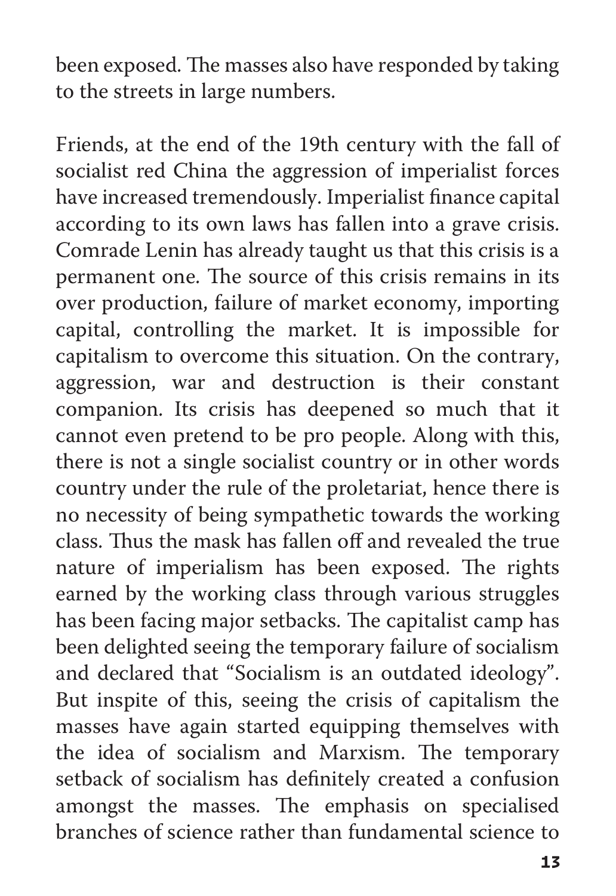been exposed. The masses also have responded by taking to the streets in large numbers.

Friends, at the end of the 19th century with the fall of socialist red China the aggression of imperialist forces have increased tremendously. Imperialist finance capital according to its own laws has fallen into a grave crisis. Comrade Lenin has already taught us that this crisis is a permanent one. The source of this crisis remains in its over production, failure of market economy, importing capital, controlling the market. It is impossible for capitalism to overcome this situation. On the contrary, aggression, war and destruction is their constant companion. Its crisis has deepened so much that it cannot even pretend to be pro people. Along with this, there is not a single socialist country or in other words country under the rule of the proletariat, hence there is no necessity of being sympathetic towards the working class. Thus the mask has fallen off and revealed the true nature of imperialism has been exposed. The rights earned by the working class through various struggles has been facing major setbacks. The capitalist camp has been delighted seeing the temporary failure of socialism and declared that "Socialism is an outdated ideology". But inspite of this, seeing the crisis of capitalism the masses have again started equipping themselves with the idea of socialism and Marxism. The temporary setback of socialism has definitely created a confusion amongst the masses. The emphasis on specialised branches of science rather than fundamental science to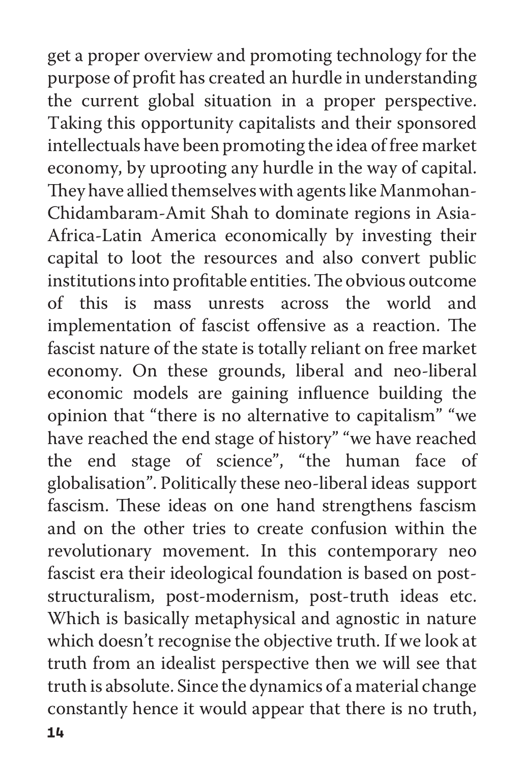get a proper overview and promoting technology for the purpose of profit has created an hurdle in understanding the current global situation in a proper perspective. Taking this opportunity capitalists and their sponsored intellectuals have been promoting the idea of free market economy, by uprooting any hurdle in the way of capital. They have allied themselves with agents like Manmohan-Chidambaram-Amit Shah to dominate regions in Asia-Africa-Latin America economically by investing their capital to loot the resources and also convert public institutions into profitable entities. The obvious outcome of this is mass unrests across the world and implementation of fascist offensive as a reaction. The fascist nature of the state is totally reliant on free market economy. On these grounds, liberal and neo-liberal economic models are gaining influence building the opinion that "there is no alternative to capitalism" "we have reached the end stage of history" "we have reached the end stage of science", "the human face of globalisation". Politically these neo-liberal ideas support fascism. These ideas on one hand strengthens fascism and on the other tries to create confusion within the revolutionary movement. In this contemporary neo fascist era their ideological foundation is based on post-structuralism, post-modernism, post-truth ideas etc. Which is basically metaphysical and agnostic in nature which doesn't recognise the objective truth. If we look at truth from an idealist perspective then we will see that truth is absolute. Since the dynamics of a material change constantly hence it would appear that there is no truth,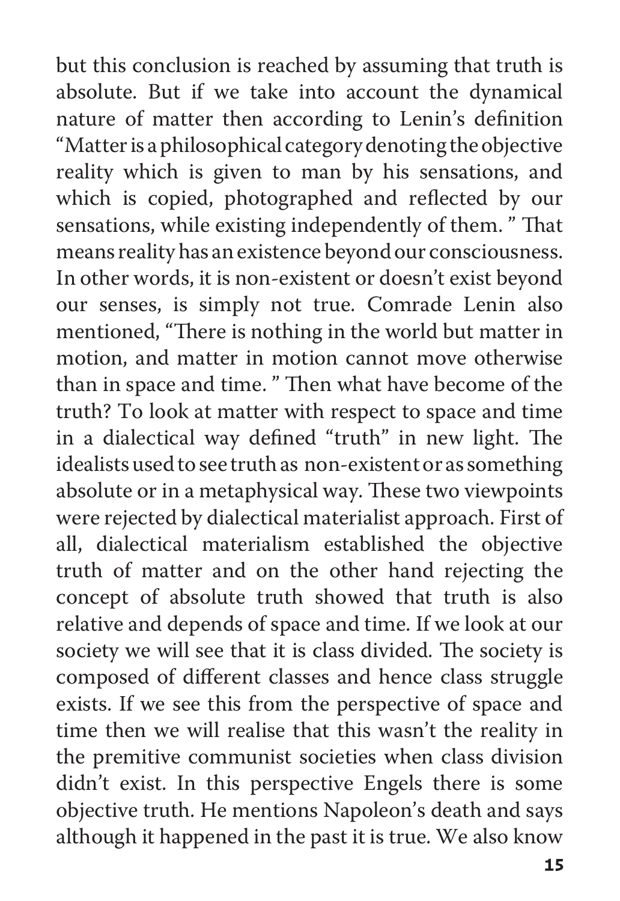but this conclusion is reached by assuming that truth is absolute. But if we take into account the dynamical nature of matter then according to Lenin's definition "Matter is a philosophical category denoting the objective reality which is given to man by his sensations, and which is copied, photographed and reflected by our sensations, while existing independently of them. " That means reality has an existence beyond our consciousness. In other words, it is non-existent or doesn't exist beyond our senses, is simply not true. Comrade Lenin also mentioned, "There is nothing in the world but matter in motion, and matter in motion cannot move otherwise than in space and time. " Then what have become of the truth? To look at matter with respect to space and time in a dialectical way defined "truth" in new light. The idealists used to see truth as non-existent or as something absolute or in a metaphysical way. These two viewpoints were rejected by dialectical materialist approach. First of all, dialectical materialism established the objective truth of matter and on the other hand rejecting the concept of absolute truth showed that truth is also relative and depends of space and time. If we look at our society we will see that it is class divided. The society is composed of different classes and hence class struggle exists. If we see this from the perspective of space and time then we will realise that this wasn't the reality in the premitive communist societies when class division didn't exist. In this perspective Engels there is some objective truth. He mentions Napoleon's death and says although it happened in the past it is true. We also know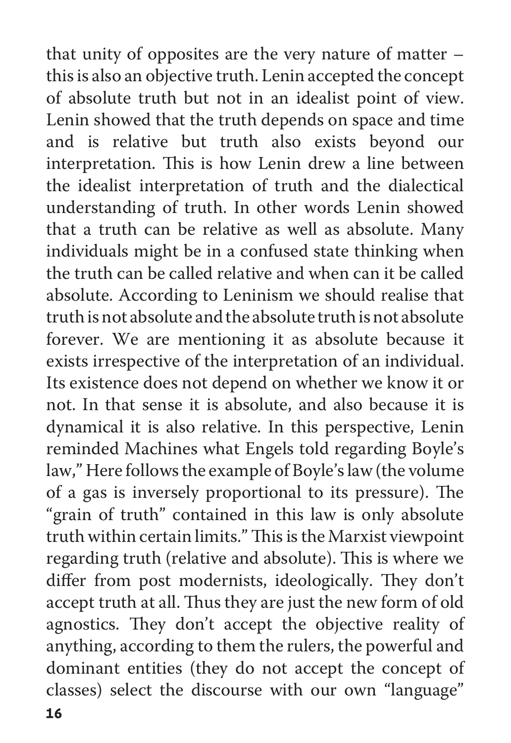that unity of opposites are the very nature of matter – this is also an objective truth. Lenin accepted the concept of absolute truth but not in an idealist point of view. Lenin showed that the truth depends on space and time and is relative but truth also exists beyond our interpretation. This is how Lenin drew a line between the idealist interpretation of truth and the dialectical understanding of truth. In other words Lenin showed that a truth can be relative as well as absolute. Many individuals might be in a confused state thinking when the truth can be called relative and when can it be called absolute. According to Leninism we should realise that truth is not absolute and the absolute truth is not absolute forever. We are mentioning it as absolute because it exists irrespective of the interpretation of an individual. Its existence does not depend on whether we know it or not. In that sense it is absolute, and also because it is dynamical it is also relative. In this perspective, Lenin reminded Machines what Engels told regarding Boyle's law," Here follows the example of Boyle's law (the volume of a gas is inversely proportional to its pressure). The "grain of truth" contained in this law is only absolute truth within certain limits." This is the Marxist viewpoint regarding truth (relative and absolute). This is where we differ from post modernists, ideologically. They don't accept truth at all. Thus they are just the new form of old agnostics. They don't accept the objective reality of anything, according to them the rulers, the powerful and dominant entities (they do not accept the concept of classes) select the discourse with our own "language"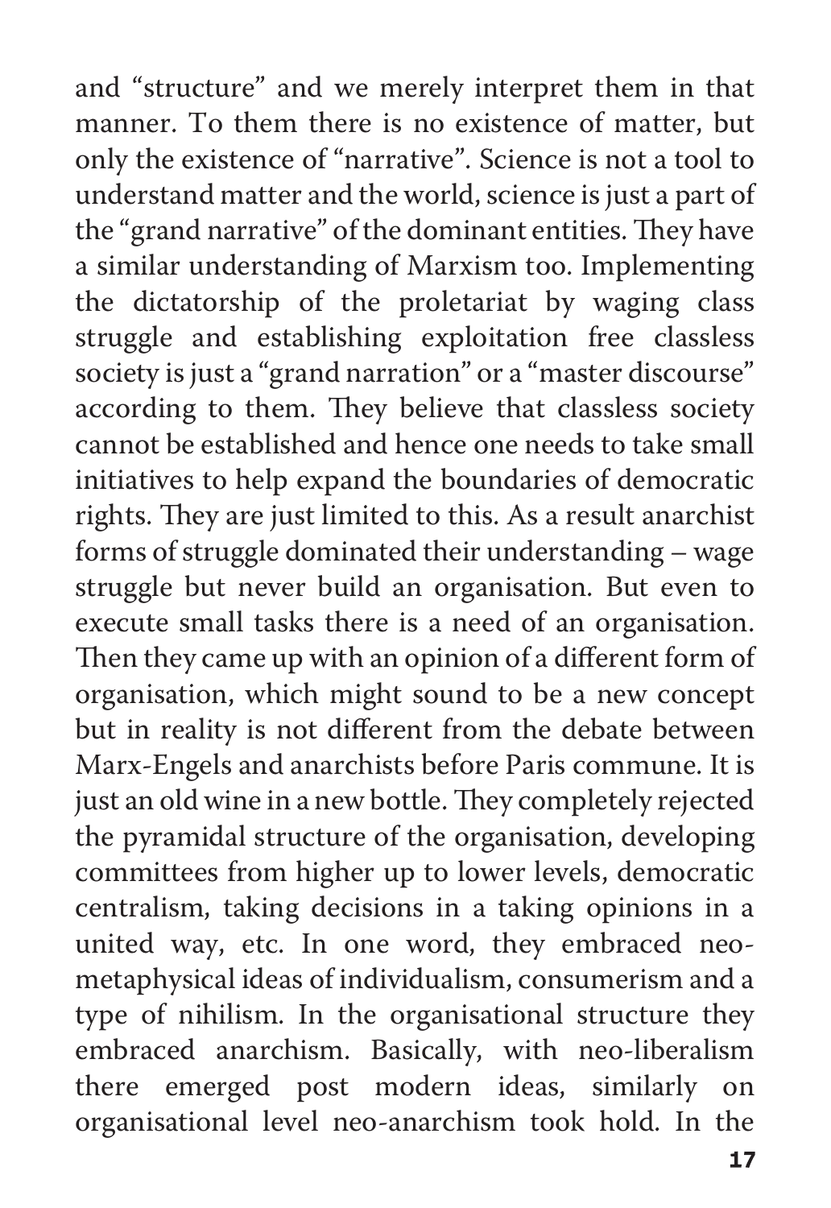and "structure" and we merely interpret them in that manner. To them there is no existence of matter, but only the existence of "narrative". Science is not a tool to understand matter and the world, science is just a part of the "grand narrative" of the dominant entities. They have a similar understanding of Marxism too. Implementing the dictatorship of the proletariat by waging class struggle and establishing exploitation free classless society is just a "grand narration" or a "master discourse" according to them. They believe that classless society cannot be established and hence one needs to take small initiatives to help expand the boundaries of democratic rights. They are just limited to this. As a result anarchist forms of struggle dominated their understanding – wage struggle but never build an organisation. But even to execute small tasks there is a need of an organisation. Then they came up with an opinion of a different form of organisation, which might sound to be a new concept but in reality is not different from the debate between Marx-Engels and anarchists before Paris commune. It is just an old wine in a new bottle. They completely rejected the pyramidal structure of the organisation, developing committees from higher up to lower levels, democratic centralism, taking decisions in a taking opinions in a united way, etc. In one word, they embraced neo-metaphysical ideas of individualism, consumerism and a type of nihilism. In the organisational structure they embraced anarchism. Basically, with neo-liberalism there emerged post modern ideas, similarly on organisational level neo-anarchism took hold. In the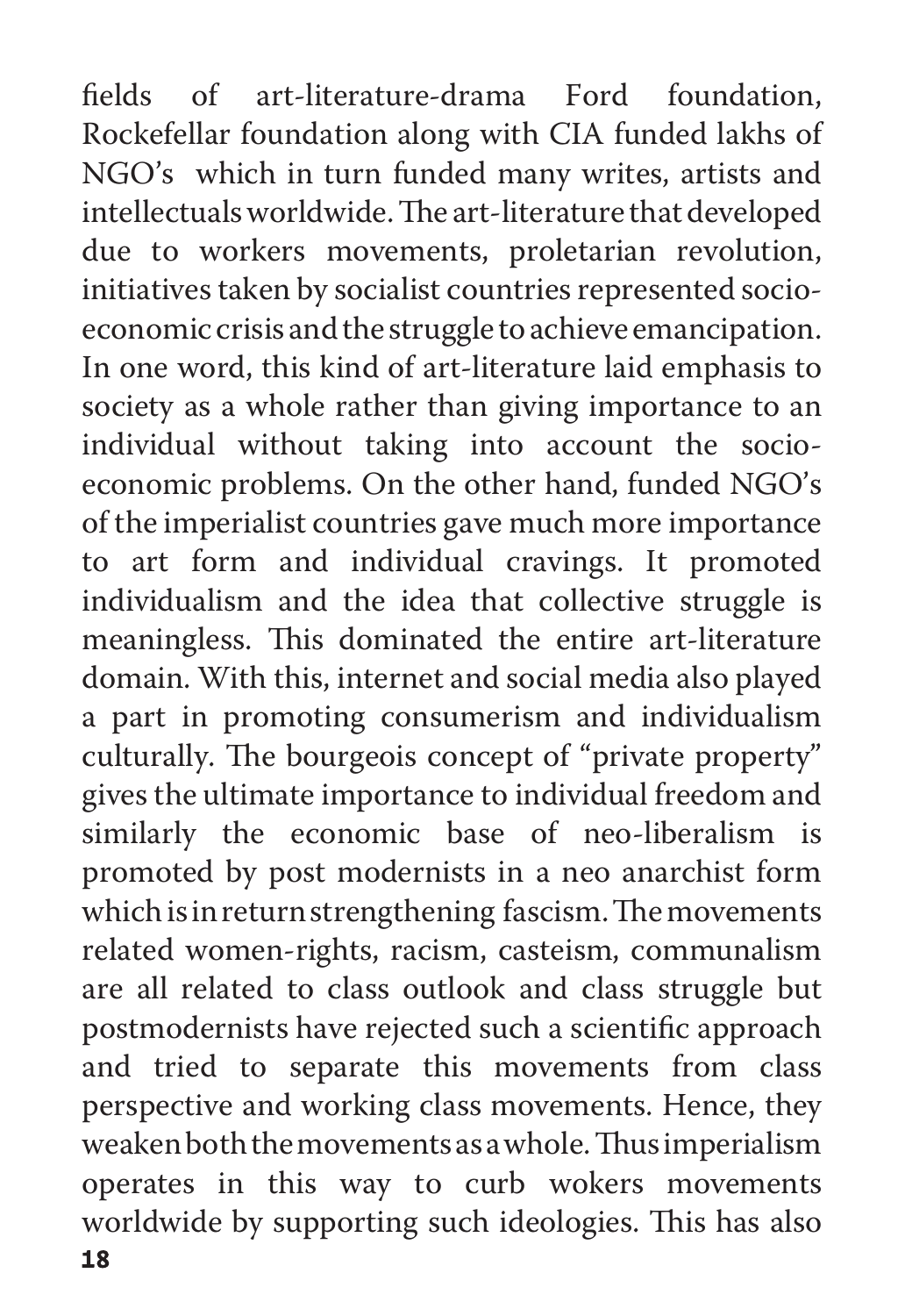fields of art-literature-drama Ford foundation, Rockefellar foundation along with CIA funded lakhs of NGO's which in turn funded many writes, artists and intellectuals worldwide. The art-literature that developed due to workers movements, proletarian revolution, initiatives taken by socialist countries represented socio-economic crisis and the struggle to achieve emancipation. In one word, this kind of art-literature laid emphasis to society as a whole rather than giving importance to an individual without taking into account the socio-economic problems. On the other hand, funded NGO's of the imperialist countries gave much more importance to art form and individual cravings. It promoted individualism and the idea that collective struggle is meaningless. This dominated the entire art-literature domain. With this, internet and social media also played a part in promoting consumerism and individualism culturally. The bourgeois concept of "private property" gives the ultimate importance to individual freedom and similarly the economic base of neo-liberalism is promoted by post modernists in a neo anarchist form which is in return strengthening fascism. The movements related women-rights, racism, casteism, communalism are all related to class outlook and class struggle but postmodernists have rejected such a scientific approach and tried to separate this movements from class perspective and working class movements. Hence, they weaken both the movements as a whole. Thus imperialism operates in this way to curb wokers movements worldwide by supporting such ideologies. This has also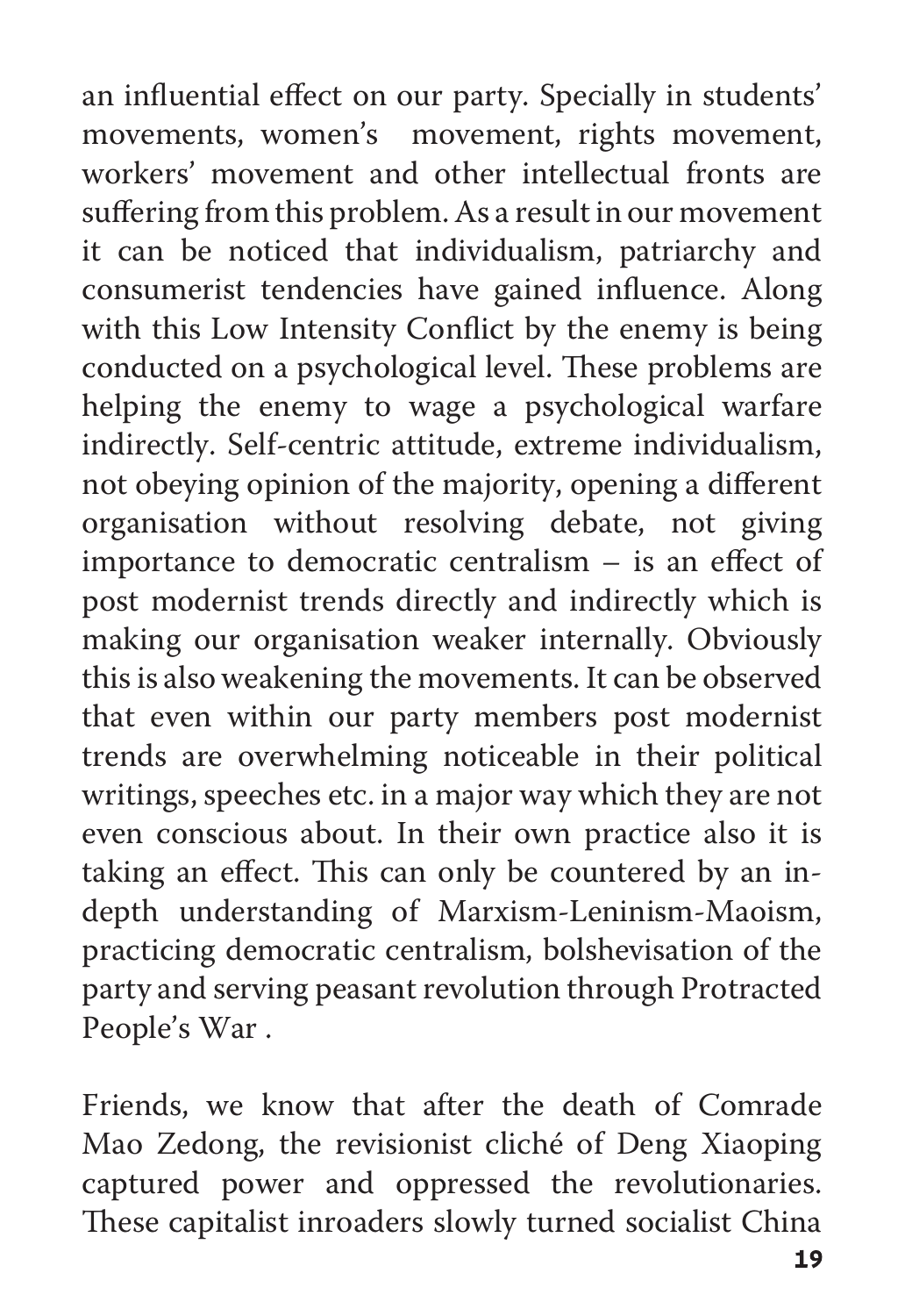an influential effect on our party. Specially in students' movements, women's movement, rights movement, workers' movement and other intellectual fronts are suffering from this problem. As a result in our movement it can be noticed that individualism, patriarchy and consumerist tendencies have gained influence. Along with this Low Intensity Conflict by the enemy is being conducted on a psychological level. These problems are helping the enemy to wage a psychological warfare indirectly. Self-centric attitude, extreme individualism, not obeying opinion of the majority, opening a different organisation without resolving debate, not giving importance to democratic centralism – is an effect of post modernist trends directly and indirectly which is making our organisation weaker internally. Obviously this is also weakening the movements. It can be observed that even within our party members post modernist trends are overwhelming noticeable in their political writings, speeches etc. in a major way which they are not even conscious about. In their own practice also it is taking an effect. This can only be countered by an in-depth understanding of Marxism-Leninism-Maoism, practicing democratic centralism, bolshevisation of the party and serving peasant revolution through Protracted People's War .

Friends, we know that after the death of Comrade Mao Zedong, the revisionist cliché of Deng Xiaoping captured power and oppressed the revolutionaries. These capitalist inroaders slowly turned socialist China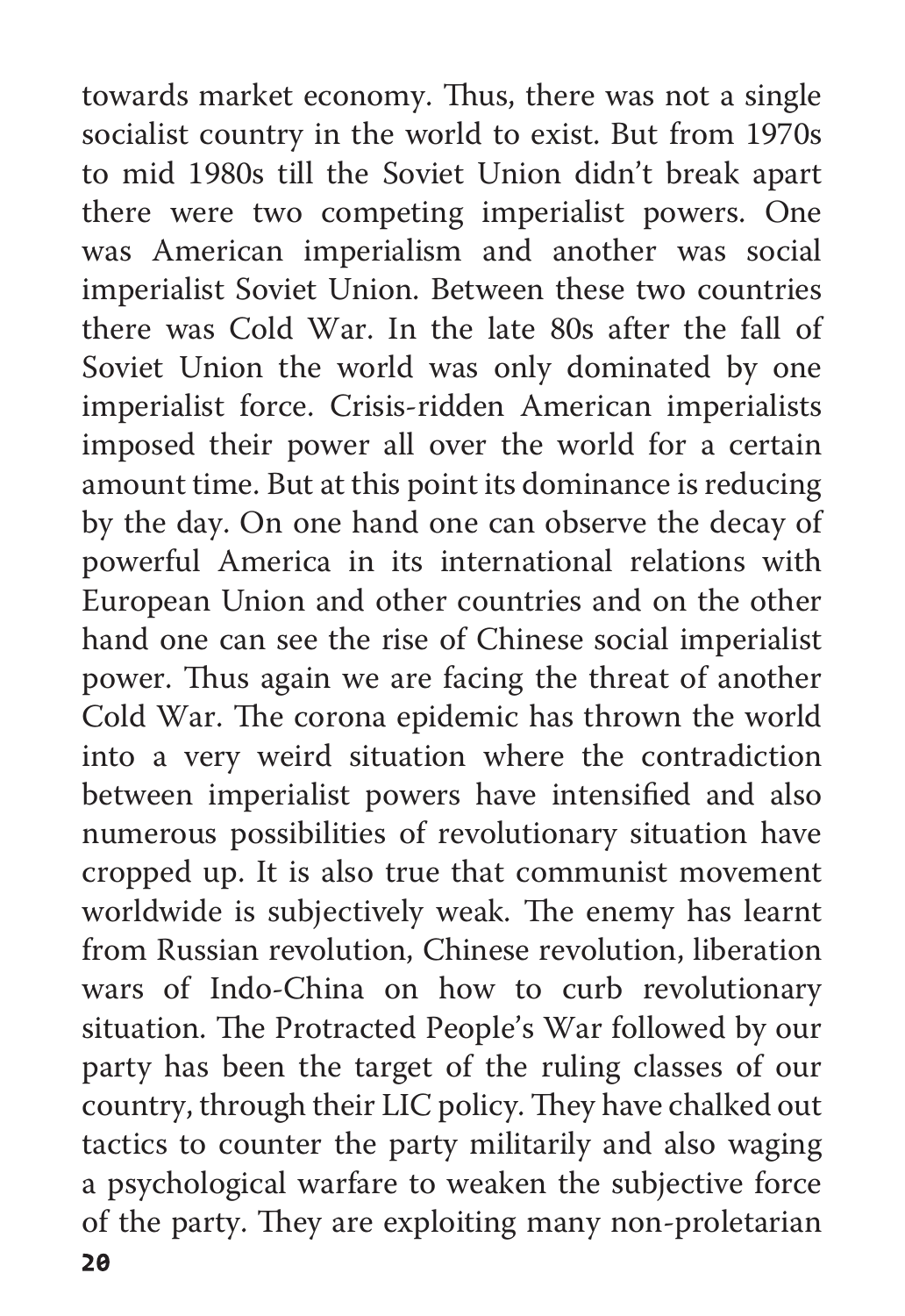towards market economy. Thus, there was not a single socialist country in the world to exist. But from 1970s to mid 1980s till the Soviet Union didn't break apart there were two competing imperialist powers. One was American imperialism and another was social imperialist Soviet Union. Between these two countries there was Cold War. In the late 80s after the fall of Soviet Union the world was only dominated by one imperialist force. Crisis-ridden American imperialists imposed their power all over the world for a certain amount time. But at this point its dominance is reducing by the day. On one hand one can observe the decay of powerful America in its international relations with European Union and other countries and on the other hand one can see the rise of Chinese social imperialist power. Thus again we are facing the threat of another Cold War. The corona epidemic has thrown the world into a very weird situation where the contradiction between imperialist powers have intensified and also numerous possibilities of revolutionary situation have cropped up. It is also true that communist movement worldwide is subjectively weak. The enemy has learnt from Russian revolution, Chinese revolution, liberation wars of Indo-China on how to curb revolutionary situation. The Protracted People's War followed by our party has been the target of the ruling classes of our country, through their LIC policy. They have chalked out tactics to counter the party militarily and also waging a psychological warfare to weaken the subjective force of the party. They are exploiting many non-proletarian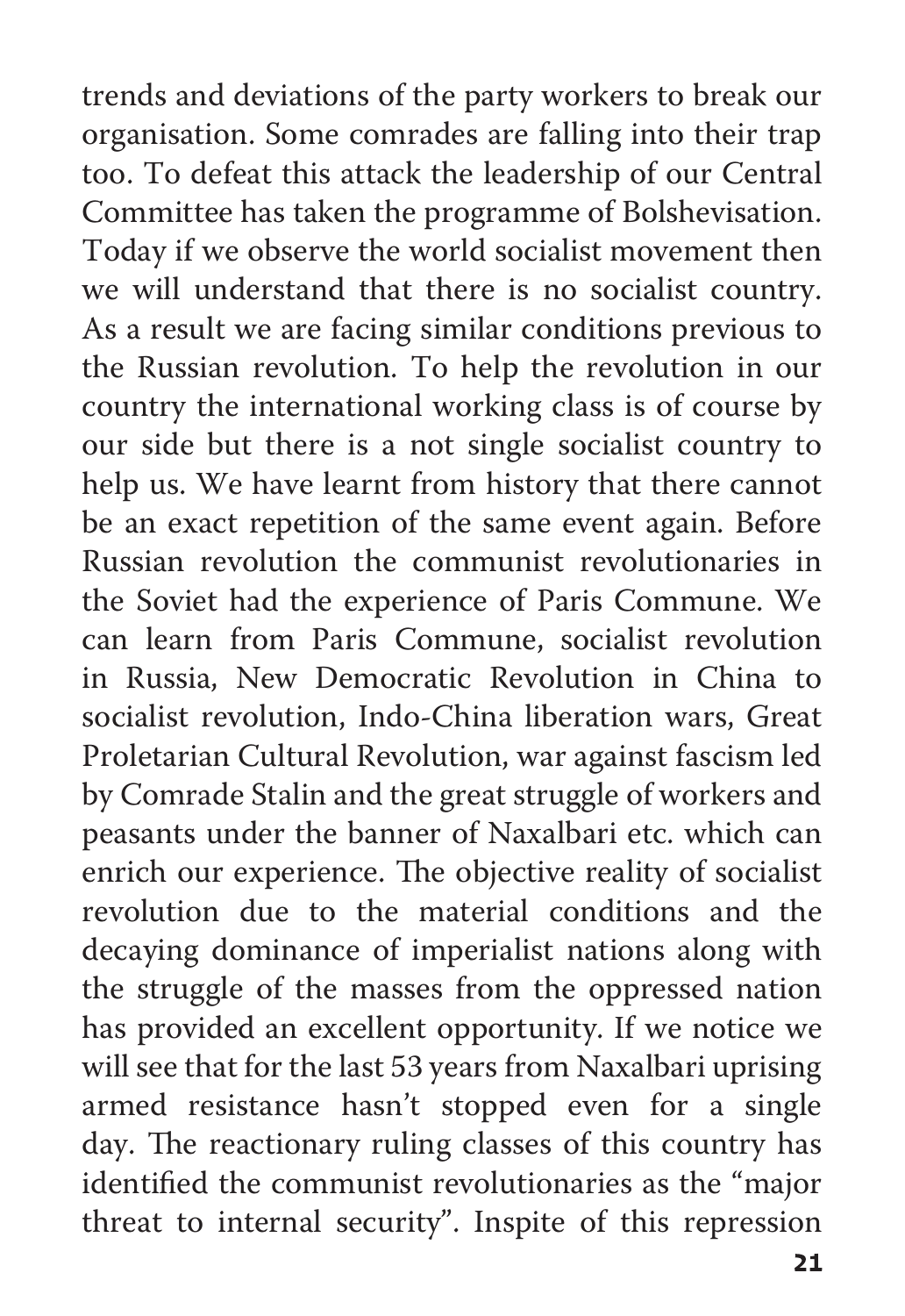trends and deviations of the party workers to break our organisation. Some comrades are falling into their trap too. To defeat this attack the leadership of our Central Committee has taken the programme of Bolshevisation. Today if we observe the world socialist movement then we will understand that there is no socialist country. As a result we are facing similar conditions previous to the Russian revolution. To help the revolution in our country the international working class is of course by our side but there is a not single socialist country to help us. We have learnt from history that there cannot be an exact repetition of the same event again. Before Russian revolution the communist revolutionaries in the Soviet had the experience of Paris Commune. We can learn from Paris Commune, socialist revolution in Russia, New Democratic Revolution in China to socialist revolution, Indo-China liberation wars, Great Proletarian Cultural Revolution, war against fascism led by Comrade Stalin and the great struggle of workers and peasants under the banner of Naxalbari etc. which can enrich our experience. The objective reality of socialist revolution due to the material conditions and the decaying dominance of imperialist nations along with the struggle of the masses from the oppressed nation has provided an excellent opportunity. If we notice we will see that for the last 53 years from Naxalbari uprising armed resistance hasn't stopped even for a single day. The reactionary ruling classes of this country has identified the communist revolutionaries as the "major threat to internal security". Inspite of this repression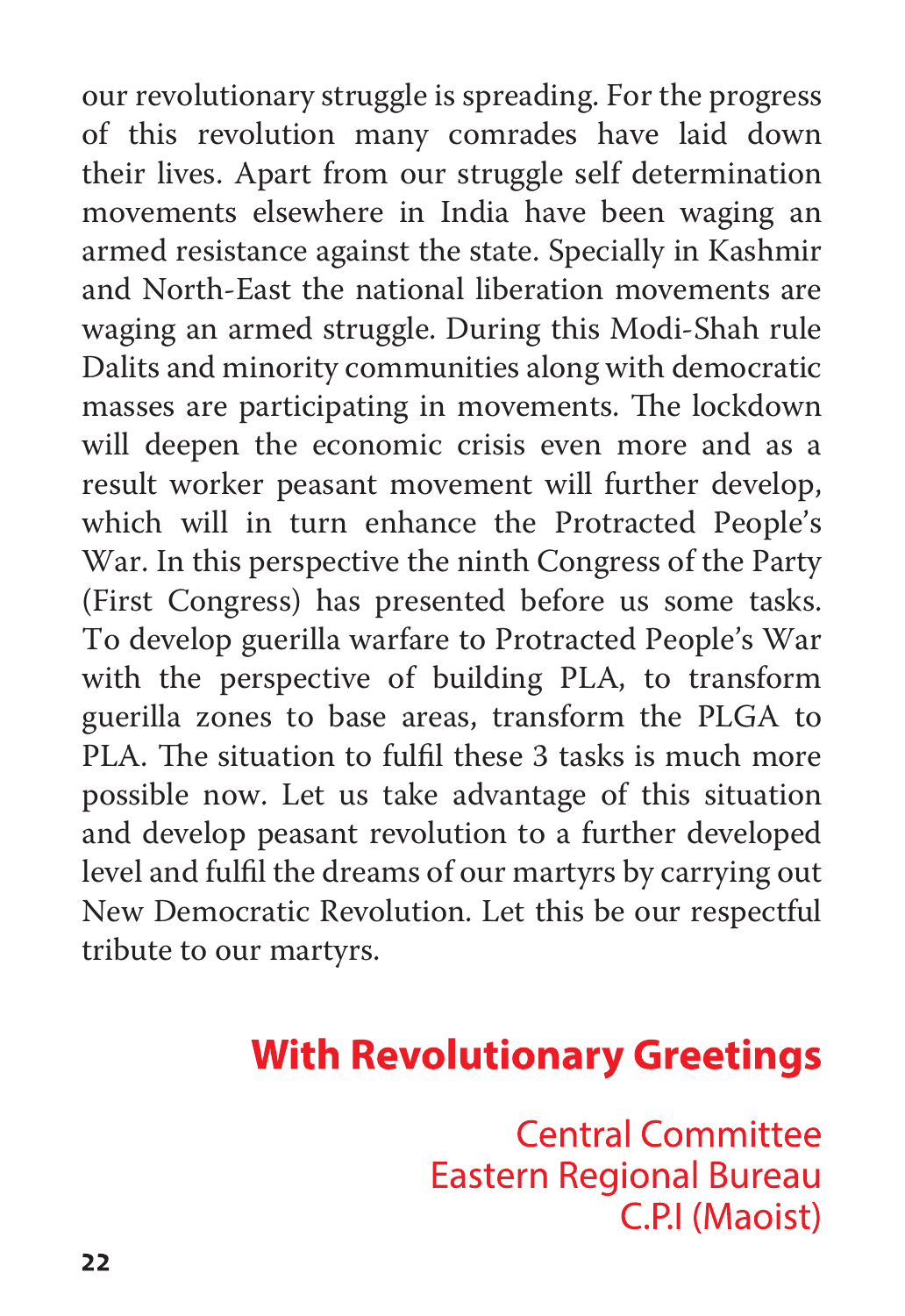our revolutionary struggle is spreading. For the progress of this revolution many comrades have laid down their lives. Apart from our struggle self determination movements elsewhere in India have been waging an armed resistance against the state. Specially in Kashmir and North-East the national liberation movements are waging an armed struggle. During this Modi-Shah rule Dalits and minority communities along with democratic masses are participating in movements. The lockdown will deepen the economic crisis even more and as a result worker peasant movement will further develop, which will in turn enhance the Protracted People's War. In this perspective the ninth Congress of the Party (First Congress) has presented before us some tasks. To develop guerilla warfare to Protracted People's War with the perspective of building PLA, to transform guerilla zones to base areas, transform the PLGA to PLA. The situation to fulfil these 3 tasks is much more possible now. Let us take advantage of this situation and develop peasant revolution to a further developed level and fulfil the dreams of our martyrs by carrying out New Democratic Revolution. Let this be our respectful tribute to our martyrs.

**With Revolutionary Greetings**

Central Committee
Eastern Regional Bureau
C.P.I (Maoist)